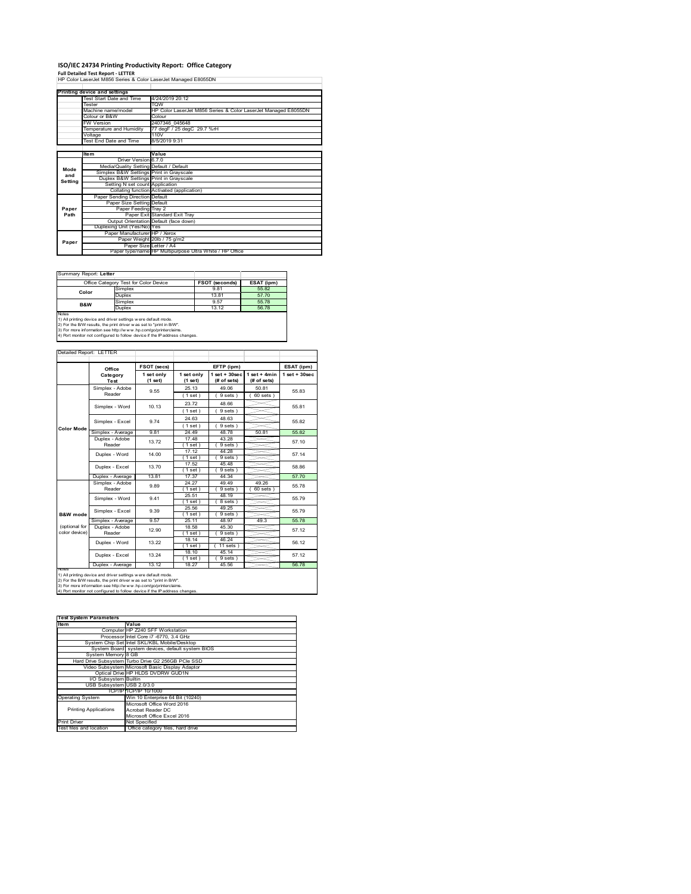# ISO/IEC 24734 Printing Productivity Report: Office Category

**Full Detailed Test Report - LETTER**

HP Color LaserJet M856 Series & Color LaserJet Managed E8055DN

| Printing device and settings | |
|---|---|
| Test Start Date and Time | 4/24/2019 20:12 |
| Tester | TQW |
| Machine name/model | HP Color LaserJet M856 Series & Color LaserJet Managed E8055DN |
| Colour or B&W | Colour |
| FW Version | 2407346_045648 |
| Temperature and Humidity | 77 degF / 25 degC 29.7 %rH |
| Voltage | 110V |
| Test End Date and Time | 8/5/2019 9:31 |

| | Item | Value |
|---|---|---|
| Mode and Setting | Driver Version | 6.7.0 |
| | Media/Quality Setting | Default / Default |
| | Simplex B&W Settings | Print in Grayscale |
| | Duplex B&W Settings | Print in Grayscale |
| | Setting N set count | Application |
| | Collating function | Activated (application) |
| Paper Path | Paper Sending Direction | Default |
| | Paper Size Setting | Default |
| | Paper Feeding | Tray 2 |
| | Paper Exit | Standard Exit Tray |
| | Output Orientation | Default (face down) |
| | Duplexing Unit (Yes/No) | Yes |
| Paper | Paper Manufacturer | HP / Xerox |
| | Paper Weight | 20lb / 75 g/m2 |
| | Paper Size | Letter / A4 |
| | Paper type/name | HP Multipurpose Ultra White / HP Office |

Summary Report: **Letter**

| Office Category Test for Color Device | | FSOT (seconds) | ESAT (ipm) |
|---|---|---|---|
| Color | Simplex | 9.81 | 55.82 |
| | Duplex | 13.81 | 57.70 |
| B&W | Simplex | 9.57 | 55.78 |
| | Duplex | 13.12 | 56.78 |

Notes
1) All printing device and driver settings were default mode.
2) For the B/W results, the print driver was set to "print in B/W".
3) For more information see http://www.hp.com/go/printerclaims.
4) Port monitor not configured to follow device if the IP address changes.

Detailed Report: LETTER

| | Office Category Test | FSOT (secs) 1 set only (1 set) | EFTP (ipm) 1 set only (1 set) | EFTP (ipm) 1 set + 30sec (# of sets) | EFTP (ipm) 1 set + 4min (# of sets) | ESAT (ipm) 1 set + 30sec |
|---|---|---|---|---|---|---|
| Color Mode | Simplex - Adobe Reader | 9.55 | 25.13 (1 set) | 49.06 (9 sets) | 50.81 (60 sets) | 55.83 |
| | Simplex - Word | 10.13 | 23.72 (1 set) | 48.66 (9 sets) | | 55.81 |
| | Simplex - Excel | 9.74 | 24.63 (1 set) | 48.63 (9 sets) | | 55.82 |
| | Simplex - Average | 9.81 | 24.49 | 48.78 | 50.81 | 55.82 |
| | Duplex - Adobe Reader | 13.72 | 17.48 (1 set) | 43.28 (9 sets) | | 57.10 |
| | Duplex - Word | 14.00 | 17.12 (1 set) | 44.28 (9 sets) | | 57.14 |
| | Duplex - Excel | 13.70 | 17.52 (1 set) | 45.48 (9 sets) | | 58.86 |
| | Duplex - Average | 13.81 | 17.37 | 44.34 | | 57.70 |
| B&W mode (optional for color device) | Simplex - Adobe Reader | 9.89 | 24.27 (1 set) | 49.49 (9 sets) | 49.26 (60 sets) | 55.78 |
| | Simplex - Word | 9.41 | 25.51 (1 set) | 48.19 (8 sets) | | 55.79 |
| | Simplex - Excel | 9.39 | 25.56 (1 set) | 49.25 (9 sets) | | 55.79 |
| | Simplex - Average | 9.57 | 25.11 | 48.97 | 49.3 | 55.78 |
| | Duplex - Adobe Reader | 12.90 | 18.58 (1 set) | 45.30 (9 sets) | | 57.12 |
| | Duplex - Word | 13.22 | 18.14 (1 set) | 46.24 (11 sets) | | 56.12 |
| | Duplex - Excel | 13.24 | 18.10 (1 set) | 45.14 (9 sets) | | 57.12 |
| | Duplex - Average | 13.12 | 18.27 | 45.56 | | 56.78 |

Notes
1) All printing device and driver settings were default mode.
2) For the B/W results, the print driver was set to "print in B/W".
3) For more information see http://www.hp.com/go/printerclaims.
4) Port monitor not configured to follow device if the IP address changes.

| Test System Parameters | |
|---|---|
| Item | Value |
| Computer | HP Z240 SFF Workstation |
| Processor | Intel Core i7 -6770, 3.4 GHz |
| System Chip Set | Intel SKL/KBL Mobile/Desktop |
| System Board | system devices, default system BIOS |
| System Memory | 8 GB |
| Hard Drive Subsystem | Turbo Drive G2 256GB PCIe SSD |
| Video Subsystem | Microsoft Basic Display Adaptor |
| Optical Drive | HP HLDS DVDRW GUD1N |
| I/O Subsystem | Builtin |
| USB Subsystem | USB 2.0/3.0 |
| TCP/IP | TCP/IP 10/1000 |
| Operating System | Win 10 Enterprise 64 Bit (10240) |
| Printing Applications | Microsoft Office Word 2016<br>Acrobat Reader DC<br>Microsoft Office Excel 2016 |
| Print Driver | Not Specified |
| Test files and location | Office category files, hard drive |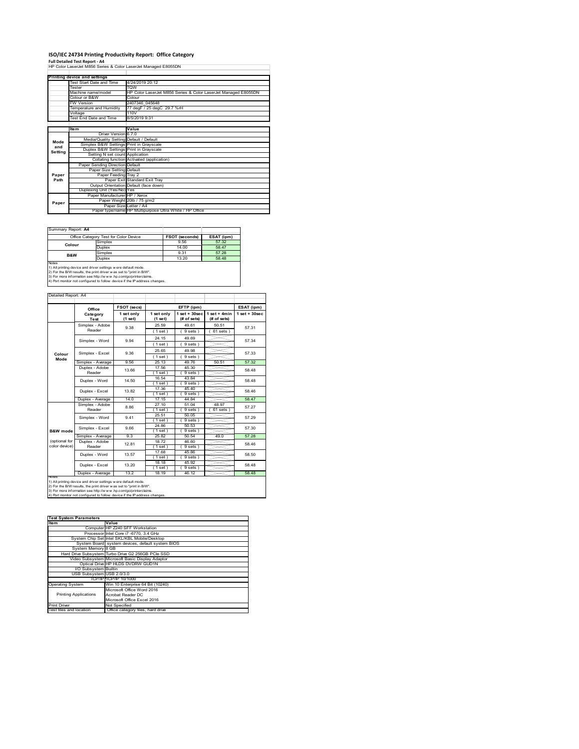# ISO/IEC 24734 Printing Productivity Report: Office Category

**Full Detailed Test Report - A4**

HP Color LaserJet M856 Series & Color LaserJet Managed E8055DN

| Printing device and settings | |
|---|---|
| Test Start Date and Time | 4/24/2019 20:12 |
| Tester | TQW |
| Machine name/model | HP Color LaserJet M856 Series & Color LaserJet Managed E8055DN |
| Colour or B&W | Colour |
| FW Version | 2407346_045648 |
| Temperature and Humidity | 77 degF / 25 degC 29.7 %rH |
| Voltage | 110V |
| Test End Date and Time | 8/5/2019 9:31 |

| | Item | Value |
|---|---|---|
| Mode and Setting | Driver Version | 6.7.0 |
| | Media/Quality Setting | Default / Default |
| | Simplex B&W Settings | Print in Grayscale |
| | Duplex B&W Settings | Print in Grayscale |
| | Setting N set count | Application |
| | Collating function | Activated (application) |
| Paper Path | Paper Sending Direction | Default |
| | Paper Size Setting | Default |
| | Paper Feeding | Tray 2 |
| | Paper Exit | Standard Exit Tray |
| | Output Orientation | Default (face down) |
| | Duplexing Unit (Yes/No) | Yes |
| Paper | Paper Manufacturer | HP / Xerox |
| | Paper Weight | 20lb / 75 g/m2 |
| | Paper Size | Letter / A4 |
| | Paper type/name | HP Multipurpose Ultra White / HP Office |

Summary Report: **A4**

| Office Category Test for Color Device | | FSOT (seconds) | ESAT (ipm) |
|---|---|---|---|
| Colour | Simplex | 9.56 | 57.32 |
| | Duplex | 14.00 | 58.47 |
| B&W | Simplex | 9.31 | 57.28 |
| | Duplex | 13.20 | 58.48 |

Notes
1) All printing device and driver settings were default mode.
2) For the B/W results, the print driver was set to "print in B/W".
3) For more information see http://www.hp.com/go/printerclaims.
4) Port monitor not configured to follow device if the IP address changes.

Detailed Report: A4

| | Office Category Test | FSOT (secs) 1 set only (1 set) | EFTP (ipm) 1 set only (1 set) | EFTP (ipm) 1 set + 30sec (# of sets) | EFTP (ipm) 1 set + 4min (# of sets) | ESAT (ipm) 1 set + 30sec |
|---|---|---|---|---|---|---|
| Colour Mode | Simplex - Adobe Reader | 9.38 | 25.59 (1 set) | 49.61 (9 sets) | 50.51 (61 sets) | 57.31 |
| | Simplex - Word | 9.94 | 24.15 (1 set) | 49.69 (9 sets) | | 57.34 |
| | Simplex - Excel | 9.36 | 25.65 (1 set) | 49.98 (9 sets) | | 57.33 |
| | Simplex - Average | 9.56 | 25.13 | 49.76 | 50.51 | 57.32 |
| | Duplex - Adobe Reader | 13.66 | 17.56 (1 set) | 45.30 (9 sets) | | 58.48 |
| | Duplex - Word | 14.50 | 16.54 (1 set) | 43.84 (9 sets) | | 58.48 |
| | Duplex - Excel | 13.82 | 17.36 (1 set) | 45.40 (9 sets) | | 58.46 |
| | Duplex - Average | 14.0 | 17.15 | 44.84 | | 58.47 |
| B&W mode (optional for color device) | Simplex - Adobe Reader | 8.86 | 27.10 (1 set) | 51.04 (9 sets) | 48.97 (61 sets) | 57.27 |
| | Simplex - Word | 9.41 | 25.51 (1 set) | 50.05 (9 sets) | | 57.29 |
| | Simplex - Excel | 9.66 | 24.86 (1 set) | 50.53 (9 sets) | | 57.30 |
| | Simplex - Average | 9.3 | 25.82 | 50.54 | 49.0 | 57.28 |
| | Duplex - Adobe Reader | 12.81 | 18.72 (1 set) | 46.60 (9 sets) | | 58.46 |
| | Duplex - Word | 13.57 | 17.68 (1 set) | 45.86 (9 sets) | | 58.50 |
| | Duplex - Excel | 13.20 | 18.18 (1 set) | 45.92 (9 sets) | | 58.48 |
| | Duplex - Average | 13.2 | 18.19 | 46.12 | | 58.48 |

Notes
1) All printing device and driver settings were default mode.
2) For the B/W results, the print driver was set to "print in B/W".
3) For more information see http://www.hp.com/go/printerclaims.
4) Port monitor not configured to follow device if the IP address changes.

| Test System Parameters | |
|---|---|
| Item | Value |
| Computer | HP Z240 SFF Workstation |
| Processor | Intel Core i7 -6770, 3.4 GHz |
| System Chip Set | Intel SKL/KBL Mobile/Desktop |
| System Board | system devices, default system BIOS |
| System Memory | 8 GB |
| Hard Drive Subsystem | Turbo Drive G2 256GB PCIe SSD |
| Video Subsystem | Microsoft Basic Display Adaptor |
| Optical Drive | HP HLDS DVDRW GUD1N |
| I/O Subsystem | Builtin |
| USB Subsystem | USB 2.0/3.0 |
| TCP/IP | TCP/IP 10/1000 |
| Operating System | Win 10 Enterprise 64 Bit (10240) |
| Printing Applications | Microsoft Office Word 2016<br>Acrobat Reader DC<br>Microsoft Office Excel 2016 |
| Print Driver | Not Specified |
| Test files and location | Office category files, hard drive |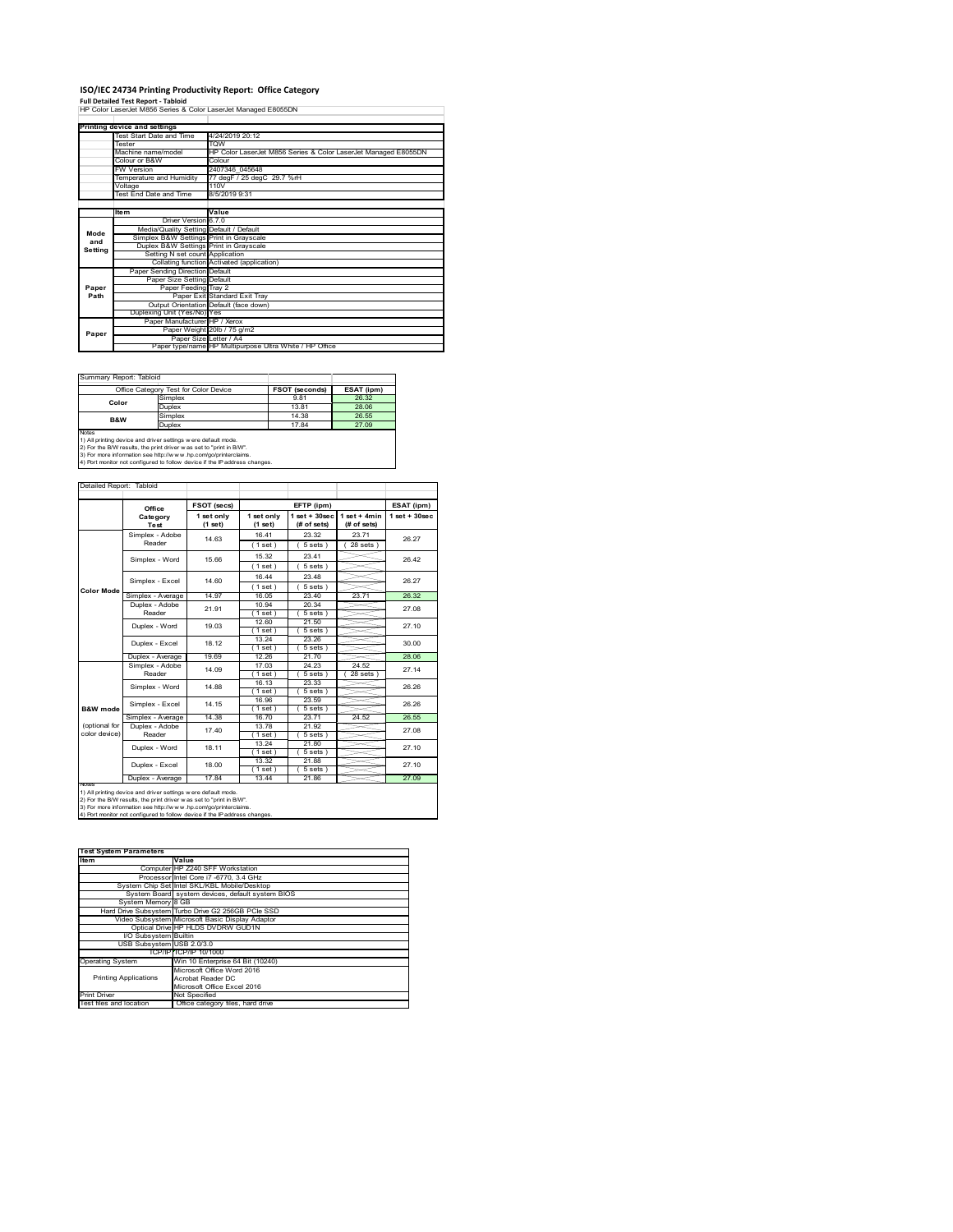# ISO/IEC 24734 Printing Productivity Report: Office Category

**Full Detailed Test Report - Tabloid**

HP Color LaserJet M856 Series & Color LaserJet Managed E8055DN

| Printing device and settings | |
|---|---|
| Test Start Date and Time | 4/24/2019 20:12 |
| Tester | TQW |
| Machine name/model | HP Color LaserJet M856 Series & Color LaserJet Managed E8055DN |
| Colour or B&W | Colour |
| FW Version | 2407346_045648 |
| Temperature and Humidity | 77 degF / 25 degC 29.7 %rH |
| Voltage | 110V |
| Test End Date and Time | 8/5/2019 9:31 |

| | Item | Value |
|---|---|---|
| Mode and Setting | Driver Version | 6.7.0 |
| | Media/Quality Setting | Default / Default |
| | Simplex B&W Settings | Print in Grayscale |
| | Duplex B&W Settings | Print in Grayscale |
| | Setting N set count | Application |
| | Collating function | Activated (application) |
| Paper Path | Paper Sending Direction | Default |
| | Paper Size Setting | Default |
| | Paper Feeding | Tray 2 |
| | Paper Exit | Standard Exit Tray |
| | Output Orientation | Default (face down) |
| | Duplexing Unit (Yes/No) | Yes |
| Paper | Paper Manufacturer | HP / Xerox |
| | Paper Weight | 20lb / 75 g/m2 |
| | Paper Size | Letter / A4 |
| | Paper type/name | HP Multipurpose Ultra White / HP Office |

Summary Report: Tabloid

| Office Category Test for Color Device | | FSOT (seconds) | ESAT (ipm) |
|---|---|---|---|
| Color | Simplex | 9.81 | 26.32 |
| | Duplex | 13.81 | 28.06 |
| B&W | Simplex | 14.38 | 26.55 |
| | Duplex | 17.84 | 27.09 |

Notes
1) All printing device and driver settings were default mode.
2) For the B/W results, the print driver was set to "print in B/W".
3) For more information see http://www.hp.com/go/printerclaims.
4) Port monitor not configured to follow device if the IP address changes.

Detailed Report: Tabloid

| | Office Category Test | FSOT (secs) 1 set only (1 set) | EFTP (ipm) 1 set only (1 set) | EFTP (ipm) 1 set + 30sec (# of sets) | EFTP (ipm) 1 set + 4min (# of sets) | ESAT (ipm) 1 set + 30sec |
|---|---|---|---|---|---|---|
| Color Mode | Simplex - Adobe Reader | 14.63 | 16.41 (1 set) | 23.32 (5 sets) | 23.71 (28 sets) | 26.27 |
| | Simplex - Word | 15.66 | 15.32 (1 set) | 23.41 (5 sets) | | 26.42 |
| | Simplex - Excel | 14.60 | 16.44 (1 set) | 23.48 (5 sets) | | 26.27 |
| | Simplex - Average | 14.97 | 16.05 | 23.40 | 23.71 | 26.32 |
| | Duplex - Adobe Reader | 21.91 | 10.94 (1 set) | 20.34 (5 sets) | | 27.08 |
| | Duplex - Word | 19.03 | 12.60 (1 set) | 21.50 (5 sets) | | 27.10 |
| | Duplex - Excel | 18.12 | 13.24 (1 set) | 23.26 (5 sets) | | 30.00 |
| | Duplex - Average | 19.69 | 12.26 | 21.70 | | 28.06 |
| B&W mode (optional for color device) | Simplex - Adobe Reader | 14.09 | 17.03 (1 set) | 24.23 (5 sets) | 24.52 (28 sets) | 27.14 |
| | Simplex - Word | 14.88 | 16.13 (1 set) | 23.33 (5 sets) | | 26.26 |
| | Simplex - Excel | 14.15 | 16.96 (1 set) | 23.59 (5 sets) | | 26.26 |
| | Simplex - Average | 14.38 | 16.70 | 23.71 | 24.52 | 26.55 |
| | Duplex - Adobe Reader | 17.40 | 13.78 (1 set) | 21.92 (5 sets) | | 27.08 |
| | Duplex - Word | 18.11 | 13.24 (1 set) | 21.80 (5 sets) | | 27.10 |
| | Duplex - Excel | 18.00 | 13.32 (1 set) | 21.88 (5 sets) | | 27.10 |
| | Duplex - Average | 17.84 | 13.44 | 21.86 | | 27.09 |

Notes
1) All printing device and driver settings were default mode.
2) For the B/W results, the print driver was set to "print in B/W".
3) For more information see http://www.hp.com/go/printerclaims.
4) Port monitor not configured to follow device if the IP address changes.

| Test System Parameters | |
|---|---|
| Item | Value |
| Computer | HP Z240 SFF Workstation |
| Processor | Intel Core i7 -6770, 3.4 GHz |
| System Chip Set | Intel SKL/KBL Mobile/Desktop |
| System Board | system devices, default system BIOS |
| System Memory | 8 GB |
| Hard Drive Subsystem | Turbo Drive G2 256GB PCIe SSD |
| Video Subsystem | Microsoft Basic Display Adaptor |
| Optical Drive | HP HLDS DVDRW GUD1N |
| I/O Subsystem | Builtin |
| USB Subsystem | USB 2.0/3.0 |
| TCP/IP | TCP/IP 10/1000 |
| Operating System | Win 10 Enterprise 64 Bit (10240) |
| Printing Applications | Microsoft Office Word 2016<br>Acrobat Reader DC<br>Microsoft Office Excel 2016 |
| Print Driver | Not Specified |
| Test files and location | Office category files, hard drive |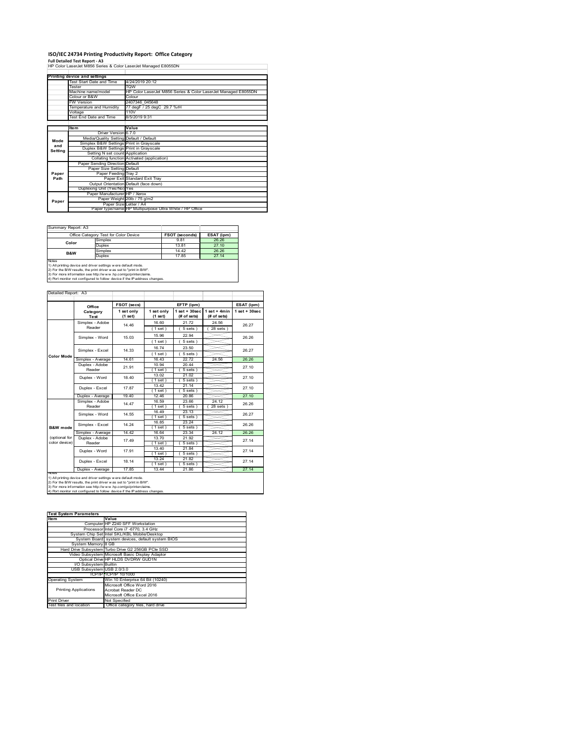# ISO/IEC 24734 Printing Productivity Report: Office Category

**Full Detailed Test Report - A3**

HP Color LaserJet M856 Series & Color LaserJet Managed E8055DN

| Printing device and settings | |
|---|---|
| Test Start Date and Time | 4/24/2019 20:12 |
| Tester | TQW |
| Machine name/model | HP Color LaserJet M856 Series & Color LaserJet Managed E8055DN |
| Colour or B&W | Colour |
| FW Version | 2407346_045648 |
| Temperature and Humidity | 77 degF / 25 degC 29.7 %rH |
| Voltage | 110V |
| Test End Date and Time | 8/5/2019 9:31 |

| | Item | Value |
|---|---|---|
| Mode and Setting | Driver Version | 6.7.0 |
| | Media/Quality Setting | Default / Default |
| | Simplex B&W Settings | Print in Grayscale |
| | Duplex B&W Settings | Print in Grayscale |
| | Setting N set count | Application |
| | Collating function | Activated (application) |
| Paper Path | Paper Sending Direction | Default |
| | Paper Size Setting | Default |
| | Paper Feeding | Tray 2 |
| | Paper Exit | Standard Exit Tray |
| | Output Orientation | Default (face down) |
| | Duplexing Unit (Yes/No) | Yes |
| Paper | Paper Manufacturer | HP / Xerox |
| | Paper Weight | 20lb / 75 g/m2 |
| | Paper Size | Letter / A4 |
| | Paper type/name | HP Multipurpose Ultra White / HP Office |

Summary Report: A3

| Office Category Test for Color Device | | FSOT (seconds) | ESAT (ipm) |
|---|---|---|---|
| Color | Simplex | 9.81 | 26.26 |
| | Duplex | 13.81 | 27.10 |
| B&W | Simplex | 14.42 | 26.26 |
| | Duplex | 17.85 | 27.14 |

Notes
1) All printing device and driver settings were default mode.
2) For the B/W results, the print driver was set to "print in B/W".
3) For more information see http://www.hp.com/go/printerclaims.
4) Port monitor not configured to follow device if the IP address changes.

Detailed Report: A3

| | Office Category Test | FSOT (secs) 1 set only (1 set) | EFTP (ipm) 1 set only (1 set) | EFTP (ipm) 1 set + 30sec (# of sets) | EFTP (ipm) 1 set + 4min (# of sets) | ESAT (ipm) 1 set + 30sec |
|---|---|---|---|---|---|---|
| Color Mode | Simplex - Adobe Reader | 14.46 | 16.60 (1 set) | 21.72 (5 sets) | 24.56 (28 sets) | 26.27 |
| | Simplex - Word | 15.03 | 15.96 (1 set) | 22.94 (5 sets) | | 26.26 |
| | Simplex - Excel | 14.33 | 16.74 (1 set) | 23.50 (5 sets) | | 26.27 |
| | Simplex - Average | 14.61 | 16.43 | 22.72 | 24.56 | 26.26 |
| | Duplex - Adobe Reader | 21.91 | 10.94 (1 set) | 20.44 (5 sets) | | 27.10 |
| | Duplex - Word | 18.40 | 13.02 (1 set) | 21.02 (5 sets) | | 27.10 |
| | Duplex - Excel | 17.87 | 13.42 (1 set) | 21.14 (5 sets) | | 27.10 |
| | Duplex - Average | 19.40 | 12.46 | 20.86 | | 27.10 |
| B&W mode (optional for color device) | Simplex - Adobe Reader | 14.47 | 16.59 (1 set) | 23.66 (5 sets) | 24.12 (28 sets) | 26.26 |
| | Simplex - Word | 14.55 | 16.49 (1 set) | 23.13 (5 sets) | | 26.27 |
| | Simplex - Excel | 14.24 | 16.85 (1 set) | 23.24 (5 sets) | | 26.26 |
| | Simplex - Average | 14.42 | 16.64 | 23.34 | 24.12 | 26.26 |
| | Duplex - Adobe Reader | 17.49 | 13.70 (1 set) | 21.92 (5 sets) | | 27.14 |
| | Duplex - Word | 17.91 | 13.40 (1 set) | 21.84 (5 sets) | | 27.14 |
| | Duplex - Excel | 18.14 | 13.24 (1 set) | 21.82 (5 sets) | | 27.14 |
| | Duplex - Average | 17.85 | 13.44 | 21.86 | | 27.14 |

Notes
1) All printing device and driver settings were default mode.
2) For the B/W results, the print driver was set to "print in B/W".
3) For more information see http://www.hp.com/go/printerclaims.
4) Port monitor not configured to follow device if the IP address changes.

| Test System Parameters | |
|---|---|
| Item | Value |
| Computer | HP Z240 SFF Workstation |
| Processor | Intel Core i7 -6770, 3.4 GHz |
| System Chip Set | Intel SKL/KBL Mobile/Desktop |
| System Board | system devices, default system BIOS |
| System Memory | 8 GB |
| Hard Drive Subsystem | Turbo Drive G2 256GB PCIe SSD |
| Video Subsystem | Microsoft Basic Display Adaptor |
| Optical Drive | HP HLDS DVDRW GUD1N |
| I/O Subsystem | Builtin |
| USB Subsystem | USB 2.0/3.0 |
| TCP/IP | TCP/IP 10/1000 |
| Operating System | Win 10 Enterprise 64 Bit (10240) |
| Printing Applications | Microsoft Office Word 2016<br>Acrobat Reader DC<br>Microsoft Office Excel 2016 |
| Print Driver | Not Specified |
| Test files and location | Office category files, hard drive |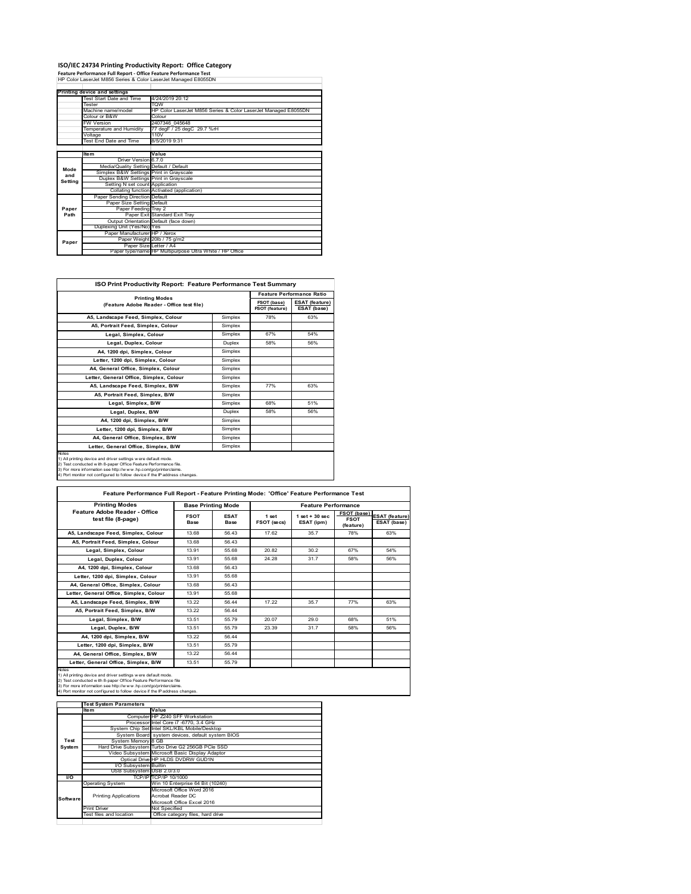# ISO/IEC 24734 Printing Productivity Report: Office Category

**Feature Performance Full Report - Office Feature Performance Test**

HP Color LaserJet M856 Series & Color LaserJet Managed E8055DN

| Printing device and settings | |
|---|---|
| Test Start Date and Time | 4/24/2019 20:12 |
| Tester | TQW |
| Machine name/model | HP Color LaserJet M856 Series & Color LaserJet Managed E8055DN |
| Colour or B&W | Colour |
| FW Version | 2407346_045648 |
| Temperature and Humidity | 77 degF / 25 degC 29.7 %rH |
| Voltage | 110V |
| Test End Date and Time | 8/5/2019 9:31 |

| | Item | Value |
|---|---|---|
| Mode and Setting | Driver Version | 6.7.0 |
| | Media/Quality Setting | Default / Default |
| | Simplex B&W Settings | Print in Grayscale |
| | Duplex B&W Settings | Print in Grayscale |
| | Setting N set count | Application |
| | Collating function | Activated (application) |
| Paper Path | Paper Sending Direction | Default |
| | Paper Size Setting | Default |
| | Paper Feeding | Tray 2 |
| | Paper Exit | Standard Exit Tray |
| | Output Orientation | Default (face down) |
| | Duplexing Unit (Yes/No) | Yes |
| Paper | Paper Manufacturer | HP / Xerox |
| | Paper Weight | 20lb / 75 g/m2 |
| | Paper Size | Letter / A4 |
| | Paper type/name | HP Multipurpose Ultra White / HP Office |

## ISO Print Productivity Report: Feature Performance Test Summary

| Printing Modes (Feature Adobe Reader - Office test file) | | Feature Performance Ratio | |
|---|---|---|---|
| | | FSOT (base) / FSOT (feature) | ESAT (feature) / ESAT (base) |
| A5, Landscape Feed, Simplex, Colour | Simplex | 78% | 63% |
| A5, Portrait Feed, Simplex, Colour | Simplex | | |
| Legal, Simplex, Colour | Simplex | 67% | 54% |
| Legal, Duplex, Colour | Duplex | 58% | 56% |
| A4, 1200 dpi, Simplex, Colour | Simplex | | |
| Letter, 1200 dpi, Simplex, Colour | Simplex | | |
| A4, General Office, Simplex, Colour | Simplex | | |
| Letter, General Office, Simplex, Colour | Simplex | | |
| A5, Landscape Feed, Simplex, B/W | Simplex | 77% | 63% |
| A5, Portrait Feed, Simplex, B/W | Simplex | | |
| Legal, Simplex, B/W | Simplex | 68% | 51% |
| Legal, Duplex, B/W | Duplex | 58% | 56% |
| A4, 1200 dpi, Simplex, B/W | Simplex | | |
| Letter, 1200 dpi, Simplex, B/W | Simplex | | |
| A4, General Office, Simplex, B/W | Simplex | | |
| Letter, General Office, Simplex, B/W | Simplex | | |

Notes
1) All printing device and driver settings were default mode.
2) Test conducted with 8-paper Office Feature Performance file.
3) For more information see http://www.hp.com/go/printerclaims.
4) Port monitor not configured to follow device if the IP address changes.

## Feature Performance Full Report - Feature Printing Mode: 'Office' Feature Performance Test

| Printing Modes Feature Adobe Reader - Office test file (8-page) | Base Printing Mode | | Feature Performance | | | |
|---|---|---|---|---|---|---|
| | FSOT Base | ESAT Base | 1 set FSOT (secs) | 1 set + 30 sec ESAT (ipm) | FSOT (base) / FSOT (feature) | ESAT (feature) / ESAT (base) |
| A5, Landscape Feed, Simplex, Colour | 13.68 | 56.43 | 17.62 | 35.7 | 78% | 63% |
| A5, Portrait Feed, Simplex, Colour | 13.68 | 56.43 | | | | |
| Legal, Simplex, Colour | 13.91 | 55.68 | 20.82 | 30.2 | 67% | 54% |
| Legal, Duplex, Colour | 13.91 | 55.68 | 24.28 | 31.7 | 58% | 56% |
| A4, 1200 dpi, Simplex, Colour | 13.68 | 56.43 | | | | |
| Letter, 1200 dpi, Simplex, Colour | 13.91 | 55.68 | | | | |
| A4, General Office, Simplex, Colour | 13.68 | 56.43 | | | | |
| Letter, General Office, Simplex, Colour | 13.91 | 55.68 | | | | |
| A5, Landscape Feed, Simplex, B/W | 13.22 | 56.44 | 17.22 | 35.7 | 77% | 63% |
| A5, Portrait Feed, Simplex, B/W | 13.22 | 56.44 | | | | |
| Legal, Simplex, B/W | 13.51 | 55.79 | 20.07 | 29.0 | 68% | 51% |
| Legal, Duplex, B/W | 13.51 | 55.79 | 23.39 | 31.7 | 58% | 56% |
| A4, 1200 dpi, Simplex, B/W | 13.22 | 56.44 | | | | |
| Letter, 1200 dpi, Simplex, B/W | 13.51 | 55.79 | | | | |
| A4, General Office, Simplex, B/W | 13.22 | 56.44 | | | | |
| Letter, General Office, Simplex, B/W | 13.51 | 55.79 | | | | |

Notes
1) All printing device and driver settings were default mode.
2) Test conducted with 8-paper Office Feature Performance file
3) For more information see http://www.hp.com/go/printerclaims.
4) Port monitor not configured to follow device if the IP address changes.

| Test System Parameters | Item | Value |
|---|---|---|
| Test System | Computer | HP Z240 SFF Workstation |
| | Processor | Intel Core i7 -6770, 3.4 GHz |
| | System Chip Set | Intel SKL/KBL Mobile/Desktop |
| | System Board | system devices, default system BIOS |
| | System Memory | 8 GB |
| | Hard Drive Subsystem | Turbo Drive G2 256GB PCIe SSD |
| | Video Subsystem | Microsoft Basic Display Adaptor |
| | Optical Drive | HP HLDS DVDRW GUD1N |
| | I/O Subsystem | Builtin |
| | USB Subsystem | USB 2.0/3.0 |
| I/O | TCP/IP | TCP/IP 10/1000 |
| Software | Operating System | Win 10 Enterprise 64 Bit (10240) |
| | Printing Applications | Microsoft Office Word 2016<br>Acrobat Reader DC<br>Microsoft Office Excel 2016 |
| | Print Driver | Not Specified |
| | Test files and location | Office category files, hard drive |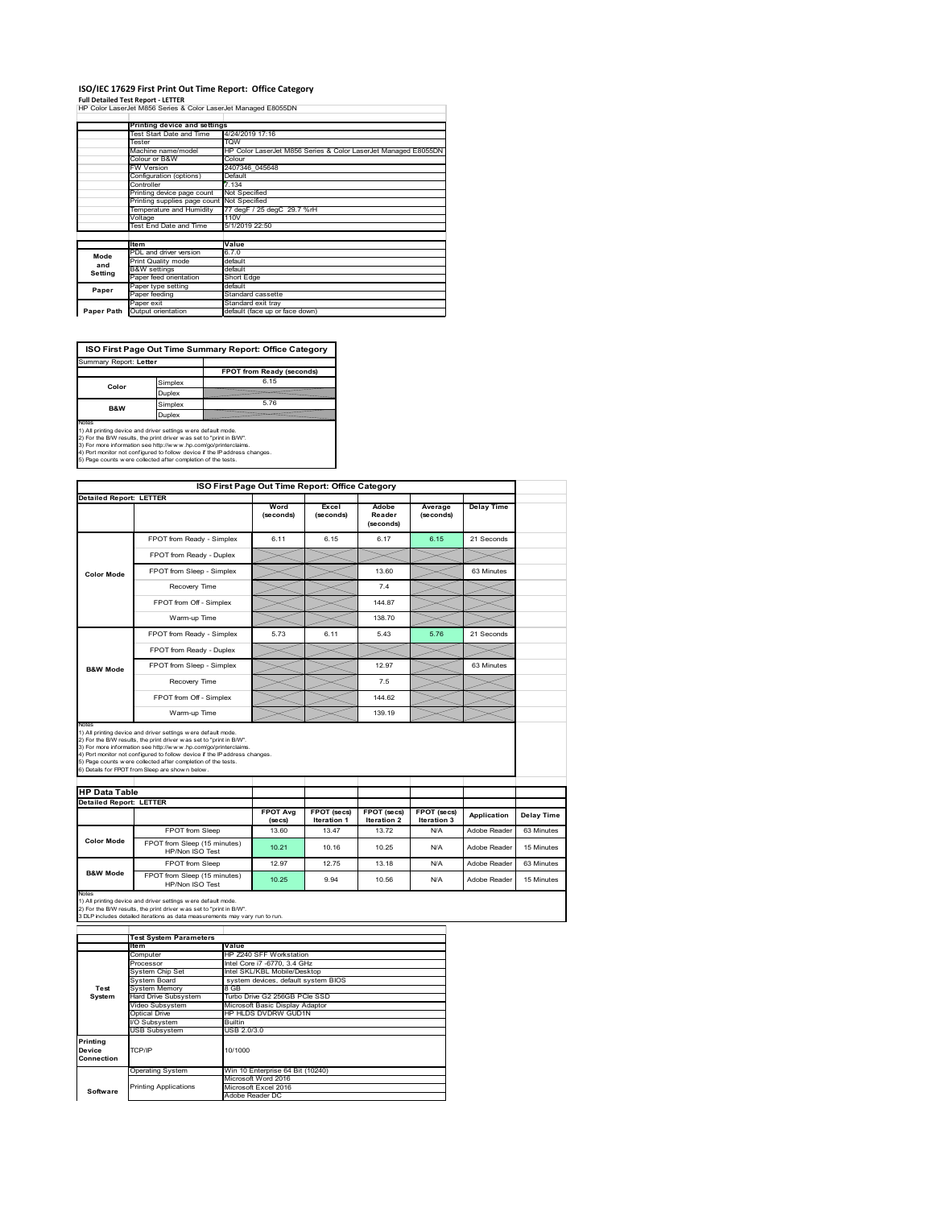# ISO/IEC 17629 First Print Out Time Report: Office Category

**Full Detailed Test Report - LETTER**

HP Color LaserJet M856 Series & Color LaserJet Managed E8055DN

| | Printing device and settings | |
|---|---|---|
| | Test Start Date and Time | 4/24/2019 17:16 |
| | Tester | TQW |
| | Machine name/model | HP Color LaserJet M856 Series & Color LaserJet Managed E8055DN |
| | Colour or B&W | Colour |
| | FW Version | 2407346_045648 |
| | Configuration (options) | Default |
| | Controller | 7.134 |
| | Printing device page count | Not Specified |
| | Printing supplies page count | Not Specified |
| | Temperature and Humidity | 77 degF / 25 degC 29.7 %rH |
| | Voltage | 110V |
| | Test End Date and Time | 5/1/2019 22:50 |

| | Item | Value |
|---|---|---|
| Mode and Setting | PDL and driver version | 6.7.0 |
| | Print Quality mode | default |
| | B&W settings | default |
| | Paper feed orientation | Short Edge |
| Paper | Paper type setting | default |
| | Paper feeding | Standard cassette |
| | Paper exit | Standard exit tray |
| Paper Path | Output orientation | default (face up or face down) |

## ISO First Page Out Time Summary Report: Office Category

Summary Report: **Letter**

| | | FPOT from Ready (seconds) |
|---|---|---|
| Color | Simplex | 6.15 |
| | Duplex | |
| B&W | Simplex | 5.76 |
| | Duplex | |

Notes
1) All printing device and driver settings were default mode.
2) For the B/W results, the print driver was set to "print in B/W".
3) For more information see http://www.hp.com/go/printerclaims.
4) Port monitor not configured to follow device if the IP address changes.
5) Page counts were collected after completion of the tests.

## ISO First Page Out Time Report: Office Category

**Detailed Report: LETTER**

| | | Word (seconds) | Excel (seconds) | Adobe Reader (seconds) | Average (seconds) | Delay Time |
|---|---|---|---|---|---|---|
| Color Mode | FPOT from Ready - Simplex | 6.11 | 6.15 | 6.17 | 6.15 | 21 Seconds |
| | FPOT from Ready - Duplex | | | | | |
| | FPOT from Sleep - Simplex | | | 13.60 | | 63 Minutes |
| | Recovery Time | | | 7.4 | | |
| | FPOT from Off - Simplex | | | 144.87 | | |
| | Warm-up Time | | | 138.70 | | |
| B&W Mode | FPOT from Ready - Simplex | 5.73 | 6.11 | 5.43 | 5.76 | 21 Seconds |
| | FPOT from Ready - Duplex | | | | | |
| | FPOT from Sleep - Simplex | | | 12.97 | | 63 Minutes |
| | Recovery Time | | | 7.5 | | |
| | FPOT from Off - Simplex | | | 144.62 | | |
| | Warm-up Time | | | 139.19 | | |

Notes
1) All printing device and driver settings were default mode.
2) For the B/W results, the print driver was set to "print in B/W".
3) For more information see http://www.hp.com/go/printerclaims.
4) Port monitor not configured to follow device if the IP address changes.
5) Page counts were collected after completion of the tests.
6) Details for FPOT from Sleep are shown below.

## HP Data Table

**Detailed Report: LETTER**

| | | FPOT Avg (secs) | FPOT (secs) Iteration 1 | FPOT (secs) Iteration 2 | FPOT (secs) Iteration 3 | Application | Delay Time |
|---|---|---|---|---|---|---|---|
| Color Mode | FPOT from Sleep | 13.60 | 13.47 | 13.72 | N/A | Adobe Reader | 63 Minutes |
| | FPOT from Sleep (15 minutes) HP/Non ISO Test | 10.21 | 10.16 | 10.25 | N/A | Adobe Reader | 15 Minutes |
| B&W Mode | FPOT from Sleep | 12.97 | 12.75 | 13.18 | N/A | Adobe Reader | 63 Minutes |
| | FPOT from Sleep (15 minutes) HP/Non ISO Test | 10.25 | 9.94 | 10.56 | N/A | Adobe Reader | 15 Minutes |

Notes
1) All printing device and driver settings were default mode.
2) For the B/W results, the print driver was set to "print in B/W".
3 DLP includes detailed iterations as data measurements may vary run to run.

| | Test System Parameters | |
|---|---|---|
| | Item | Value |
| Test System | Computer | HP Z240 SFF Workstation |
| | Processor | Intel Core i7 -6770, 3.4 GHz |
| | System Chip Set | Intel SKL/KBL Mobile/Desktop |
| | System Board | system devices, default system BIOS |
| | System Memory | 8 GB |
| | Hard Drive Subsystem | Turbo Drive G2 256GB PCIe SSD |
| | Video Subsystem | Microsoft Basic Display Adaptor |
| | Optical Drive | HP HLDS DVDRW GUD1N |
| | I/O Subsystem | Builtin |
| | USB Subsystem | USB 2.0/3.0 |
| Printing Device Connection | TCP/IP | 10/1000 |
| Software | Operating System | Win 10 Enterprise 64 Bit (10240) |
| | Printing Applications | Microsoft Word 2016 |
| | | Microsoft Excel 2016 |
| | | Adobe Reader DC |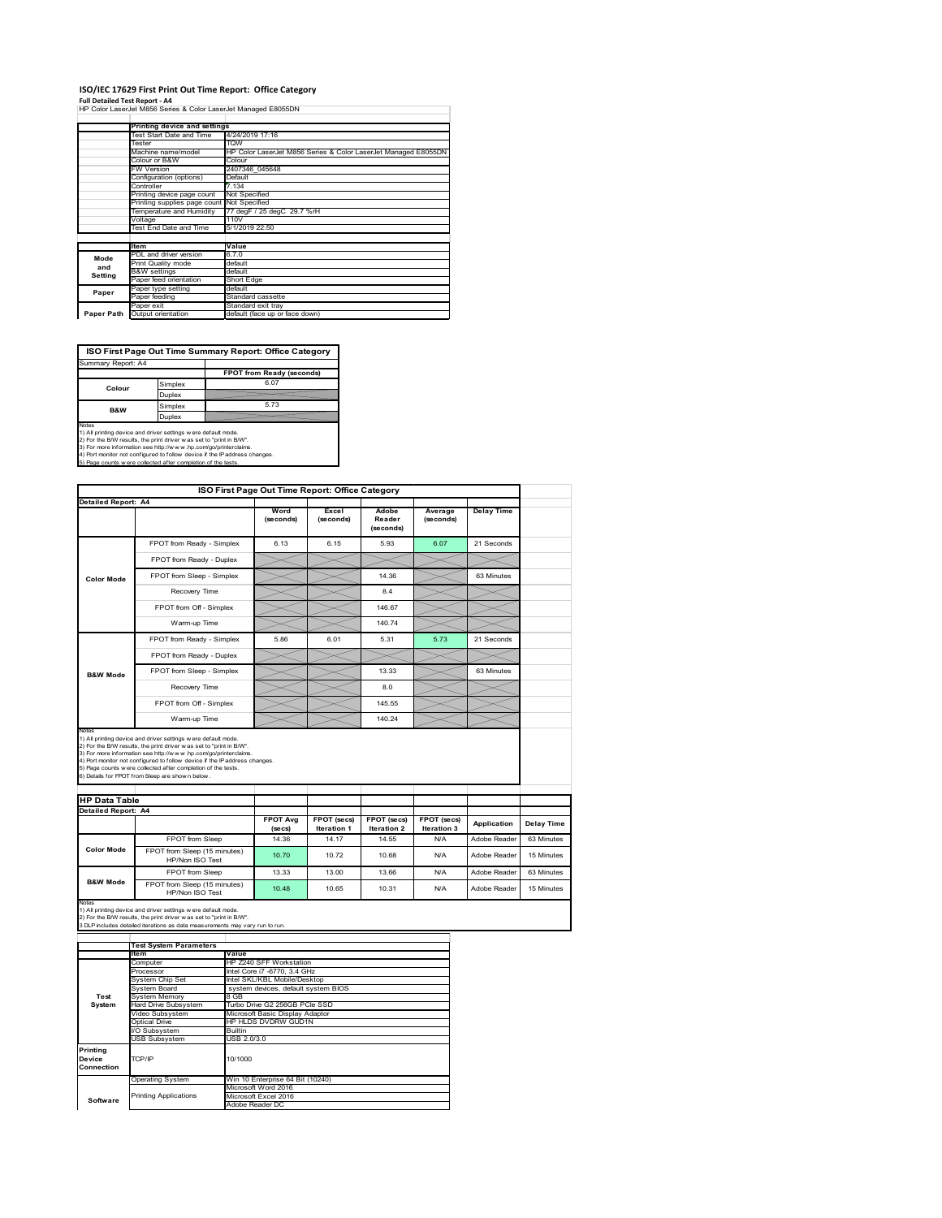# ISO/IEC 17629 First Print Out Time Report: Office Category

**Full Detailed Test Report - A4**

HP Color LaserJet M856 Series & Color LaserJet Managed E8055DN

| | Printing device and settings | |
|---|---|---|
| | Test Start Date and Time | 4/24/2019 17:16 |
| | Tester | TQW |
| | Machine name/model | HP Color LaserJet M856 Series & Color LaserJet Managed E8055DN |
| | Colour or B&W | Colour |
| | FW Version | 2407346_045648 |
| | Configuration (options) | Default |
| | Controller | 7.134 |
| | Printing device page count | Not Specified |
| | Printing supplies page count | Not Specified |
| | Temperature and Humidity | 77 degF / 25 degC 29.7 %rH |
| | Voltage | 110V |
| | Test End Date and Time | 5/1/2019 22:50 |

| | Item | Value |
|---|---|---|
| Mode and Setting | PDL and driver version | 6.7.0 |
| | Print Quality mode | default |
| | B&W settings | default |
| | Paper feed orientation | Short Edge |
| Paper | Paper type setting | default |
| | Paper feeding | Standard cassette |
| | Paper exit | Standard exit tray |
| Paper Path | Output orientation | default (face up or face down) |

**ISO First Page Out Time Summary Report: Office Category**

Summary Report: A4

| | | FPOT from Ready (seconds) |
|---|---|---|
| Colour | Simplex | 6.07 |
| | Duplex | |
| B&W | Simplex | 5.73 |
| | Duplex | |

Notes
1) All printing device and driver settings were default mode.
2) For the B/W results, the print driver was set to "print in B/W".
3) For more information see http://www.hp.com/go/printerclaims.
4) Port monitor not configured to follow device if the IP address changes.
5) Page counts were collected after completion of the tests.

**ISO First Page Out Time Report: Office Category**

Detailed Report: A4

| | | Word (seconds) | Excel (seconds) | Adobe Reader (seconds) | Average (seconds) | Delay Time |
|---|---|---|---|---|---|---|
| Color Mode | FPOT from Ready - Simplex | 6.13 | 6.15 | 5.93 | 6.07 | 21 Seconds |
| | FPOT from Ready - Duplex | | | | | |
| | FPOT from Sleep - Simplex | | | 14.36 | | 63 Minutes |
| | Recovery Time | | | 8.4 | | |
| | FPOT from Off - Simplex | | | 146.67 | | |
| | Warm-up Time | | | 140.74 | | |
| B&W Mode | FPOT from Ready - Simplex | 5.86 | 6.01 | 5.31 | 5.73 | 21 Seconds |
| | FPOT from Ready - Duplex | | | | | |
| | FPOT from Sleep - Simplex | | | 13.33 | | 63 Minutes |
| | Recovery Time | | | 8.0 | | |
| | FPOT from Off - Simplex | | | 145.55 | | |
| | Warm-up Time | | | 140.24 | | |

Notes
1) All printing device and driver settings were default mode.
2) For the B/W results, the print driver was set to "print in B/W".
3) For more information see http://www.hp.com/go/printerclaims.
4) Port monitor not configured to follow device if the IP address changes.
5) Page counts were collected after completion of the tests.
6) Details for FPOT from Sleep are shown below.

**HP Data Table**

Detailed Report: A4

| | | FPOT Avg (secs) | FPOT (secs) Iteration 1 | FPOT (secs) Iteration 2 | FPOT (secs) Iteration 3 | Application | Delay Time |
|---|---|---|---|---|---|---|---|
| Color Mode | FPOT from Sleep | 14.36 | 14.17 | 14.55 | N/A | Adobe Reader | 63 Minutes |
| | FPOT from Sleep (15 minutes) HP/Non ISO Test | 10.70 | 10.72 | 10.68 | N/A | Adobe Reader | 15 Minutes |
| B&W Mode | FPOT from Sleep | 13.33 | 13.00 | 13.66 | N/A | Adobe Reader | 63 Minutes |
| | FPOT from Sleep (15 minutes) HP/Non ISO Test | 10.48 | 10.65 | 10.31 | N/A | Adobe Reader | 15 Minutes |

Notes
1) All printing device and driver settings were default mode.
2) For the B/W results, the print driver was set to "print in B/W".
3 DLP includes detailed iterations as data measurements may vary run to run.

| | Test System Parameters | |
|---|---|---|
| | Item | Value |
| Test System | Computer | HP Z240 SFF Workstation |
| | Processor | Intel Core i7 -6770, 3.4 GHz |
| | System Chip Set | Intel SKL/KBL Mobile/Desktop |
| | System Board | system devices, default system BIOS |
| | System Memory | 8 GB |
| | Hard Drive Subsystem | Turbo Drive G2 256GB PCIe SSD |
| | Video Subsystem | Microsoft Basic Display Adaptor |
| | Optical Drive | HP HLDS DVDRW GUD1N |
| | I/O Subsystem | Builtin |
| | USB Subsystem | USB 2.0/3.0 |
| Printing Device Connection | TCP/IP | 10/1000 |
| Software | Operating System | Win 10 Enterprise 64 Bit (10240) |
| | Printing Applications | Microsoft Word 2016 |
| | | Microsoft Excel 2016 |
| | | Adobe Reader DC |